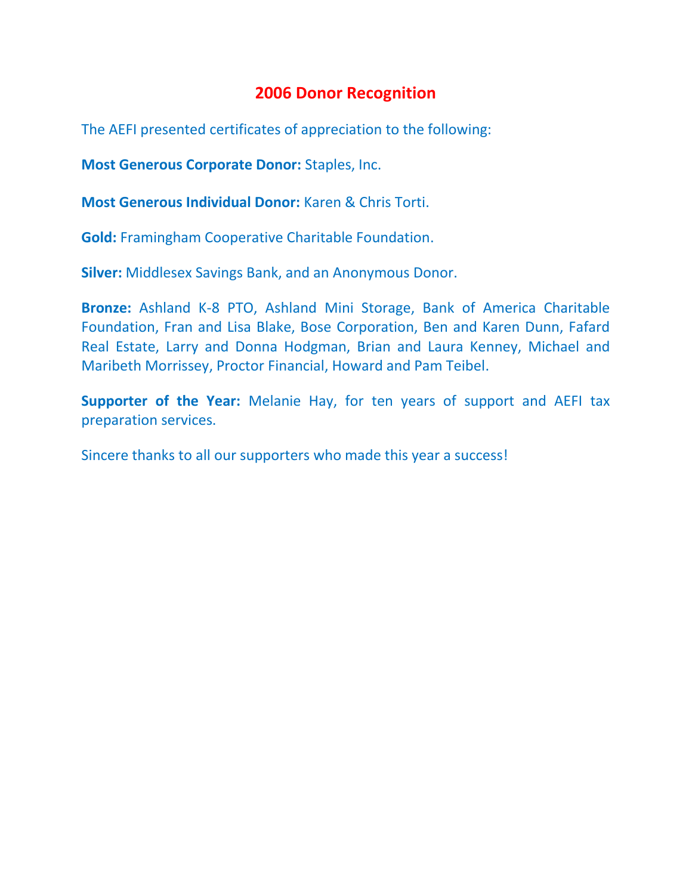# 2006 Donor Recognition

The AEFI presented certificates of appreciation to the following:

**Most Generous Corporate Donor:** Staples, Inc.

**Most Generous Individual Donor:** Karen & Chris Torti.

**Gold:** Framingham Cooperative Charitable Foundation.

**Silver:** Middlesex Savings Bank, and an Anonymous Donor.

**Bronze:** Ashland K-8 PTO, Ashland Mini Storage, Bank of America Charitable Foundation, Fran and Lisa Blake, Bose Corporation, Ben and Karen Dunn, Fafard Real Estate, Larry and Donna Hodgman, Brian and Laura Kenney, Michael and Maribeth Morrissey, Proctor Financial, Howard and Pam Teibel.

**Supporter of the Year:** Melanie Hay, for ten years of support and AEFI tax preparation services.

Sincere thanks to all our supporters who made this year a success!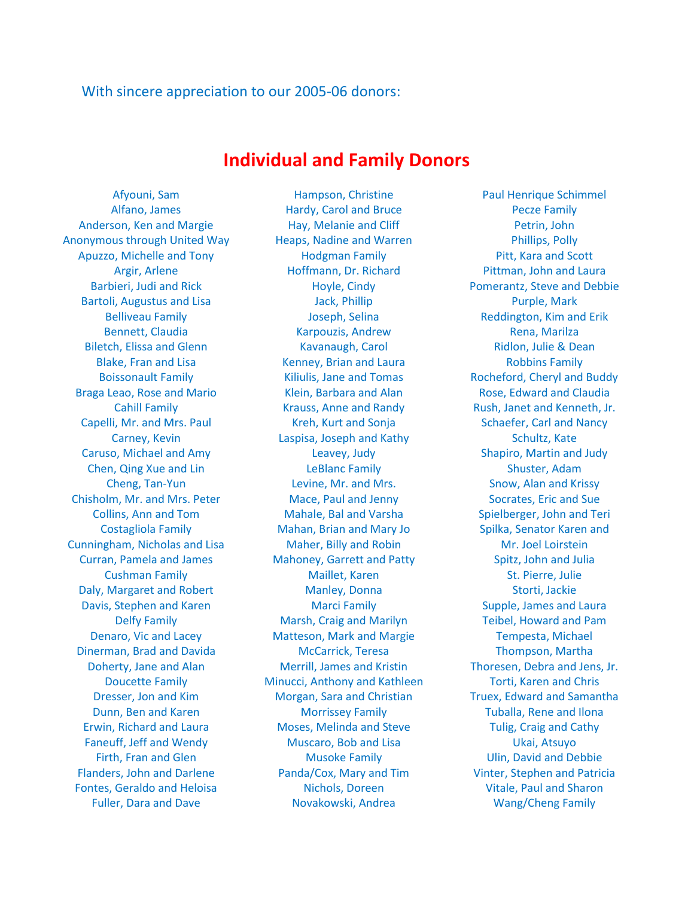With sincere appreciation to our 2005-06 donors:

# Individual and Family Donors

Afyouni, Sam
Alfano, James
Anderson, Ken and Margie
Anonymous through United Way
Apuzzo, Michelle and Tony
Argir, Arlene
Barbieri, Judi and Rick
Bartoli, Augustus and Lisa
Belliveau Family
Bennett, Claudia
Biletch, Elissa and Glenn
Blake, Fran and Lisa
Boissonault Family
Braga Leao, Rose and Mario
Cahill Family
Capelli, Mr. and Mrs. Paul
Carney, Kevin
Caruso, Michael and Amy
Chen, Qing Xue and Lin
Cheng, Tan-Yun
Chisholm, Mr. and Mrs. Peter
Collins, Ann and Tom
Costagliola Family
Cunningham, Nicholas and Lisa
Curran, Pamela and James
Cushman Family
Daly, Margaret and Robert
Davis, Stephen and Karen
Delfy Family
Denaro, Vic and Lacey
Dinerman, Brad and Davida
Doherty, Jane and Alan
Doucette Family
Dresser, Jon and Kim
Dunn, Ben and Karen
Erwin, Richard and Laura
Faneuff, Jeff and Wendy
Firth, Fran and Glen
Flanders, John and Darlene
Fontes, Geraldo and Heloisa
Fuller, Dara and Dave
Hampson, Christine
Hardy, Carol and Bruce
Hay, Melanie and Cliff
Heaps, Nadine and Warren
Hodgman Family
Hoffmann, Dr. Richard
Hoyle, Cindy
Jack, Phillip
Joseph, Selina
Karpouzis, Andrew
Kavanaugh, Carol
Kenney, Brian and Laura
Kiliulis, Jane and Tomas
Klein, Barbara and Alan
Krauss, Anne and Randy
Kreh, Kurt and Sonja
Laspisa, Joseph and Kathy
Leavey, Judy
LeBlanc Family
Levine, Mr. and Mrs.
Mace, Paul and Jenny
Mahale, Bal and Varsha
Mahan, Brian and Mary Jo
Maher, Billy and Robin
Mahoney, Garrett and Patty
Maillet, Karen
Manley, Donna
Marci Family
Marsh, Craig and Marilyn
Matteson, Mark and Margie
McCarrick, Teresa
Merrill, James and Kristin
Minucci, Anthony and Kathleen
Morgan, Sara and Christian
Morrissey Family
Moses, Melinda and Steve
Muscaro, Bob and Lisa
Musoke Family
Panda/Cox, Mary and Tim
Nichols, Doreen
Novakowski, Andrea
Paul Henrique Schimmel
Pecze Family
Petrin, John
Phillips, Polly
Pitt, Kara and Scott
Pittman, John and Laura
Pomerantz, Steve and Debbie
Purple, Mark
Reddington, Kim and Erik
Rena, Marilza
Ridlon, Julie & Dean
Robbins Family
Rocheford, Cheryl and Buddy
Rose, Edward and Claudia
Rush, Janet and Kenneth, Jr.
Schaefer, Carl and Nancy
Schultz, Kate
Shapiro, Martin and Judy
Shuster, Adam
Snow, Alan and Krissy
Socrates, Eric and Sue
Spielberger, John and Teri
Spilka, Senator Karen and Mr. Joel Loirstein
Spitz, John and Julia
St. Pierre, Julie
Storti, Jackie
Supple, James and Laura
Teibel, Howard and Pam
Tempesta, Michael
Thompson, Martha
Thoresen, Debra and Jens, Jr.
Torti, Karen and Chris
Truex, Edward and Samantha
Tuballa, Rene and Ilona
Tulig, Craig and Cathy
Ukai, Atsuyo
Ulin, David and Debbie
Vinter, Stephen and Patricia
Vitale, Paul and Sharon
Wang/Cheng Family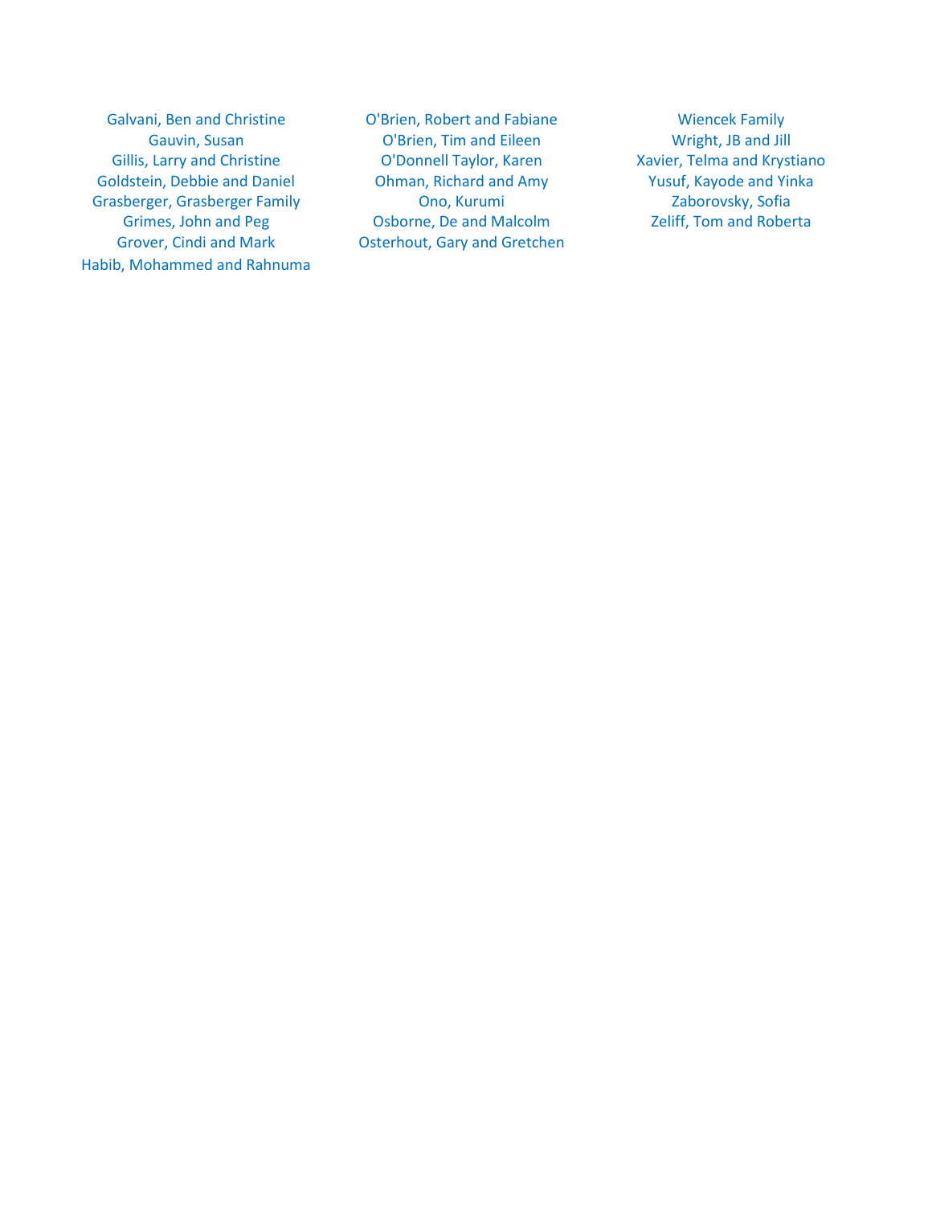Galvani, Ben and Christine
Gauvin, Susan
Gillis, Larry and Christine
Goldstein, Debbie and Daniel
Grasberger, Grasberger Family
Grimes, John and Peg
Grover, Cindi and Mark
Habib, Mohammed and Rahnuma

O'Brien, Robert and Fabiane
O'Brien, Tim and Eileen
O'Donnell Taylor, Karen
Ohman, Richard and Amy
Ono, Kurumi
Osborne, De and Malcolm
Osterhout, Gary and Gretchen

Wiencek Family
Wright, JB and Jill
Xavier, Telma and Krystiano
Yusuf, Kayode and Yinka
Zaborovsky, Sofia
Zeliff, Tom and Roberta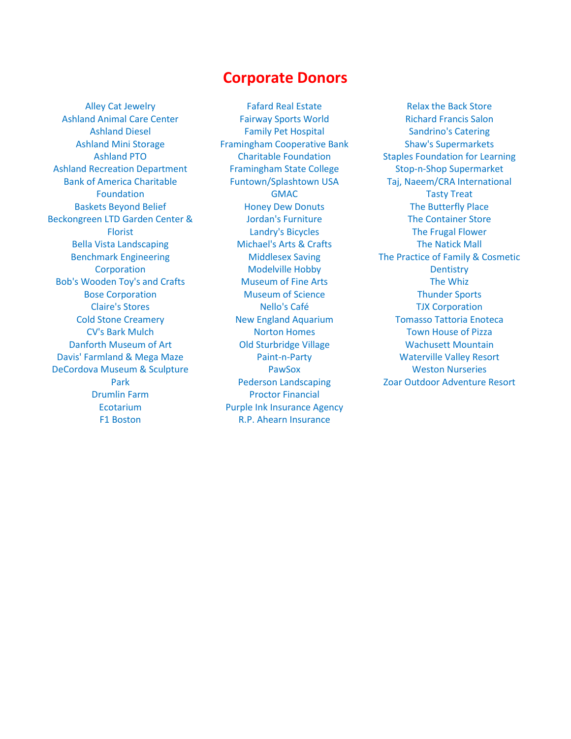# Corporate Donors

- Alley Cat Jewelry
- Ashland Animal Care Center
- Ashland Diesel
- Ashland Mini Storage
- Ashland PTO
- Ashland Recreation Department
- Bank of America Charitable Foundation
- Baskets Beyond Belief
- Beckongreen LTD Garden Center & Florist
- Bella Vista Landscaping
- Benchmark Engineering Corporation
- Bob's Wooden Toy's and Crafts
- Bose Corporation
- Claire's Stores
- Cold Stone Creamery
- CV's Bark Mulch
- Danforth Museum of Art
- Davis' Farmland & Mega Maze
- DeCordova Museum & Sculpture Park
- Drumlin Farm
- Ecotarium
- F1 Boston
- Fafard Real Estate
- Fairway Sports World
- Family Pet Hospital
- Framingham Cooperative Bank Charitable Foundation
- Framingham State College
- Funtown/Splashtown USA
- GMAC
- Honey Dew Donuts
- Jordan's Furniture
- Landry's Bicycles
- Michael's Arts & Crafts
- Middlesex Saving
- Modelville Hobby
- Museum of Fine Arts
- Museum of Science
- Nello's Café
- New England Aquarium
- Norton Homes
- Old Sturbridge Village
- Paint-n-Party
- PawSox
- Pederson Landscaping
- Proctor Financial
- Purple Ink Insurance Agency
- R.P. Ahearn Insurance
- Relax the Back Store
- Richard Francis Salon
- Sandrino's Catering
- Shaw's Supermarkets
- Staples Foundation for Learning
- Stop-n-Shop Supermarket
- Taj, Naeem/CRA International
- Tasty Treat
- The Butterfly Place
- The Container Store
- The Frugal Flower
- The Natick Mall
- The Practice of Family & Cosmetic Dentistry
- The Whiz
- Thunder Sports
- TJX Corporation
- Tomasso Tattoria Enoteca
- Town House of Pizza
- Wachusett Mountain
- Waterville Valley Resort
- Weston Nurseries
- Zoar Outdoor Adventure Resort